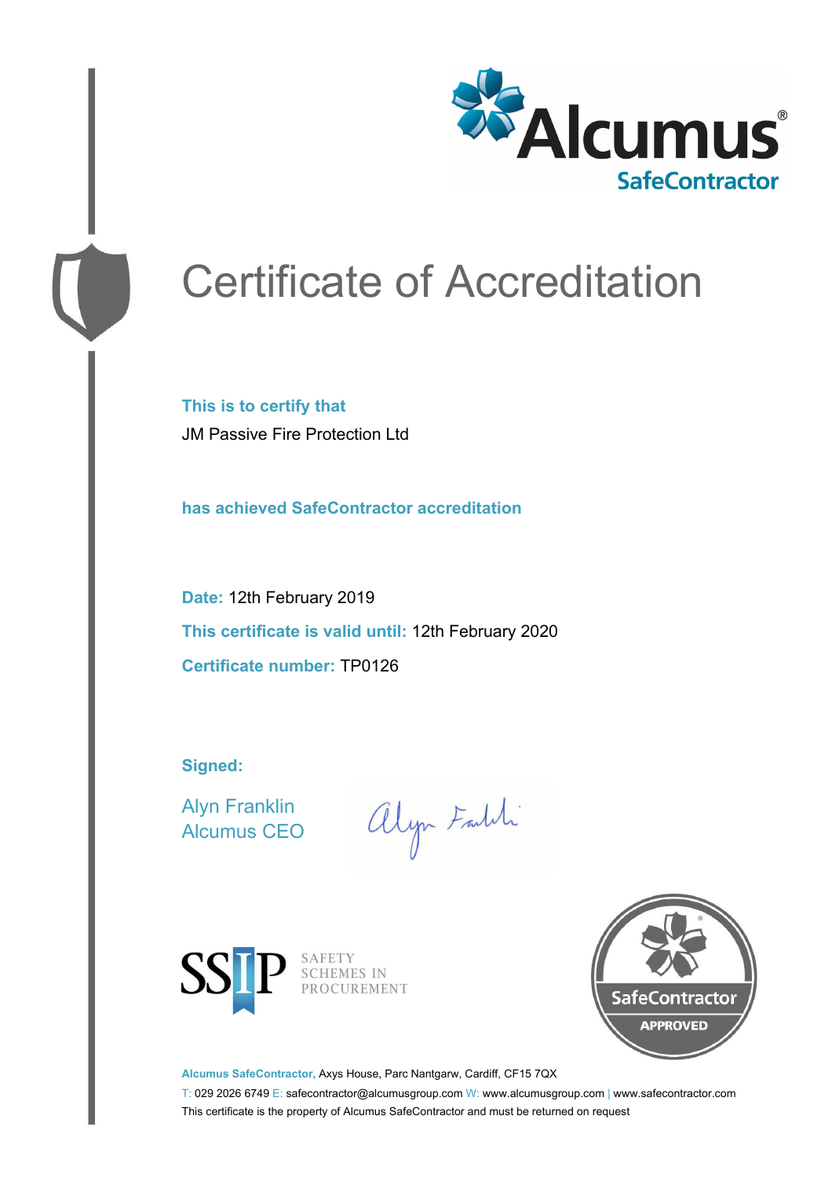# Certificate of Accreditation

**This is to certify that**

JM Passive Fire Protection Ltd

**has achieved SafeContractor accreditation**

**Date:** 12th February 2019

**This certificate is valid until:** 12th February 2020

**Certificate number:** TP0126

**Signed:**

Alyn Franklin
Alcumus CEO

SAFETY SCHEMES IN PROCUREMENT

SafeContractor APPROVED

**Alcumus SafeContractor,** Axys House, Parc Nantgarw, Cardiff, CF15 7QX

T: 029 2026 6749 E: safecontractor@alcumusgroup.com W: www.alcumusgroup.com | www.safecontractor.com

This certificate is the property of Alcumus SafeContractor and must be returned on request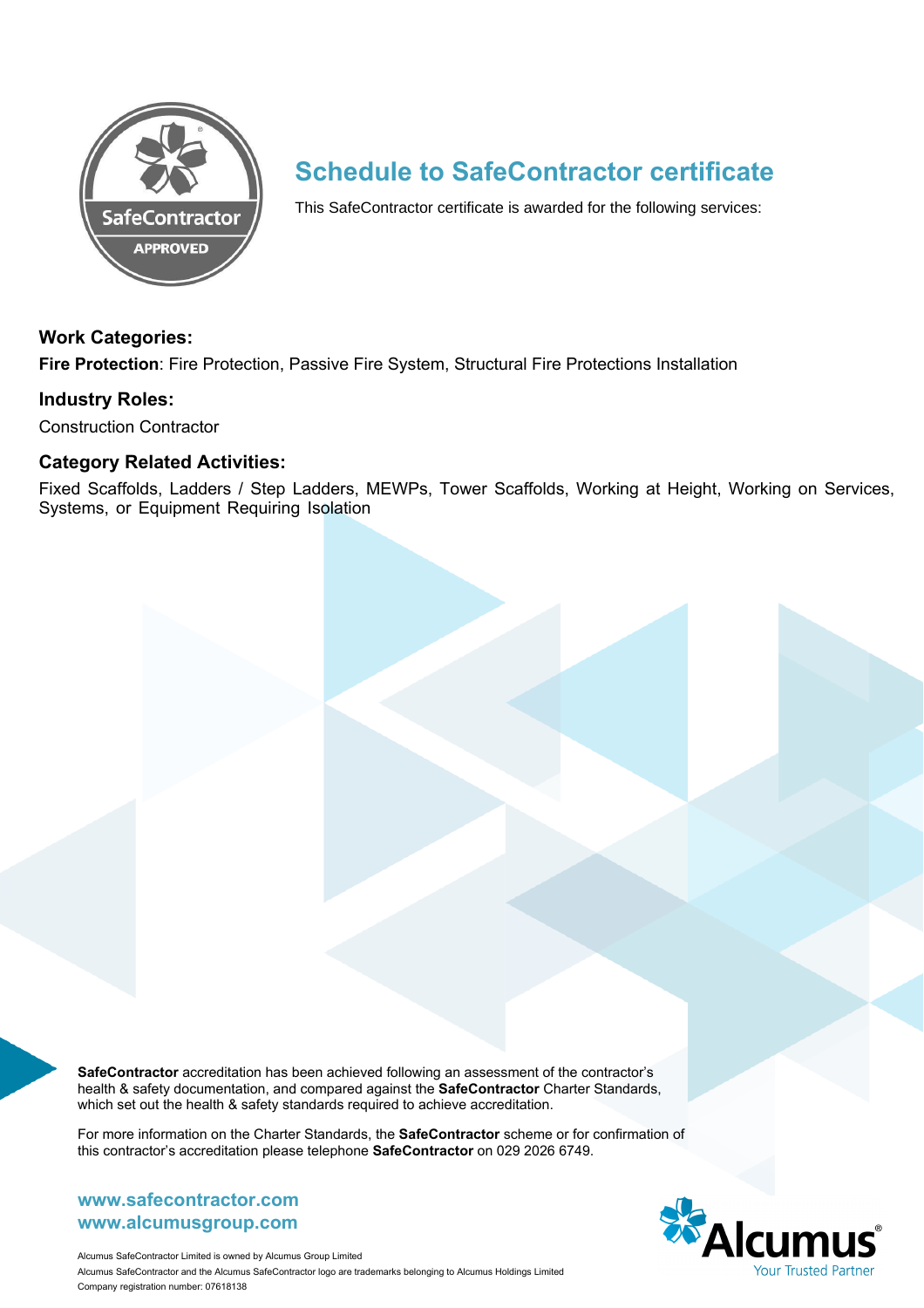# Schedule to SafeContractor certificate

This SafeContractor certificate is awarded for the following services:

## Work Categories:

**Fire Protection**: Fire Protection, Passive Fire System, Structural Fire Protections Installation

## Industry Roles:

Construction Contractor

## Category Related Activities:

Fixed Scaffolds, Ladders / Step Ladders, MEWPs, Tower Scaffolds, Working at Height, Working on Services, Systems, or Equipment Requiring Isolation

**SafeContractor** accreditation has been achieved following an assessment of the contractor's health & safety documentation, and compared against the **SafeContractor** Charter Standards, which set out the health & safety standards required to achieve accreditation.

For more information on the Charter Standards, the **SafeContractor** scheme or for confirmation of this contractor's accreditation please telephone **SafeContractor** on 029 2026 6749.

**www.safecontractor.com**
**www.alcumusgroup.com**

Alcumus SafeContractor Limited is owned by Alcumus Group Limited
Alcumus SafeContractor and the Alcumus SafeContractor logo are trademarks belonging to Alcumus Holdings Limited
Company registration number: 07618138

Alcumus
Your Trusted Partner